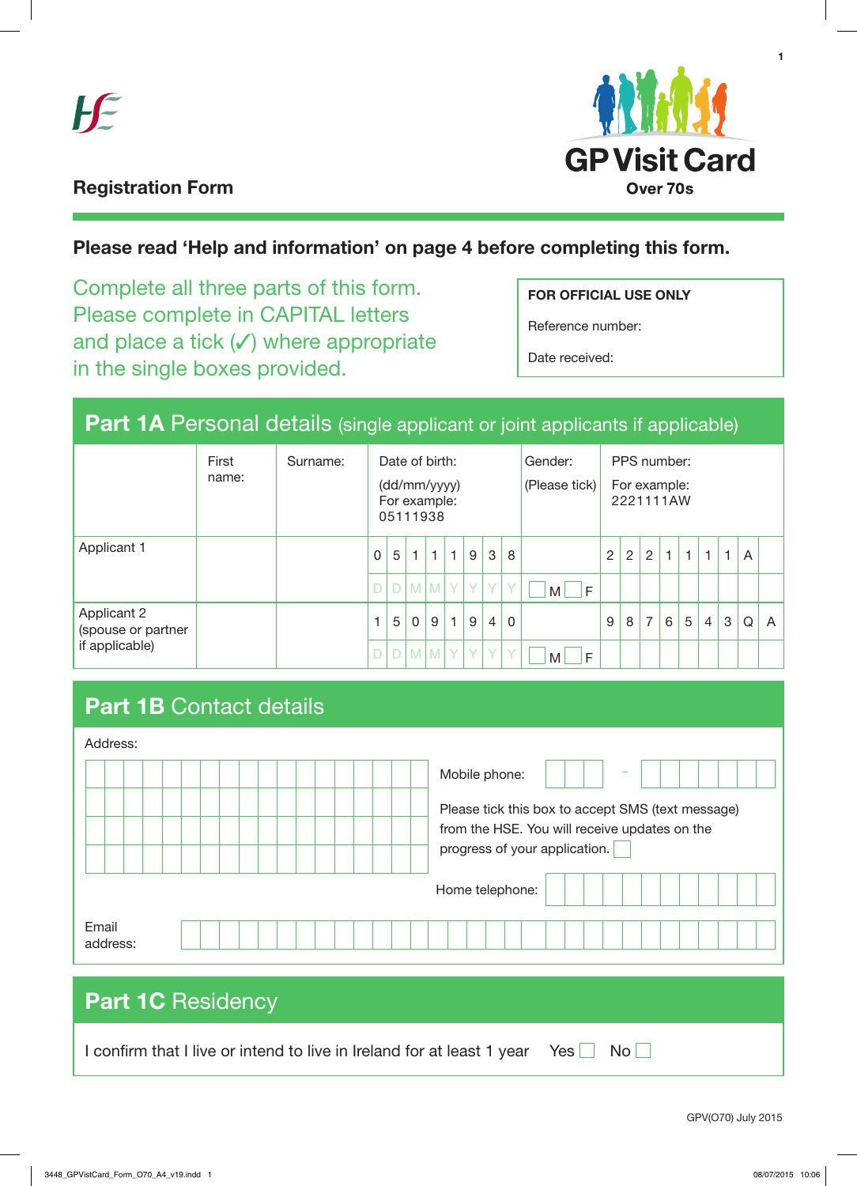## Registration Form

# GP Visit Card
**Over 70s**

**Please read 'Help and information' on page 4 before completing this form.**

Complete all three parts of this form. Please complete in CAPITAL letters and place a tick (✓) where appropriate in the single boxes provided.

**FOR OFFICIAL USE ONLY**

Reference number:

Date received:

## Part 1A Personal details (single applicant or joint applicants if applicable)

| | First name: | Surname: | Date of birth: (dd/mm/yyyy) For example: 05111938 | Gender: (Please tick) | PPS number: For example: 2221111AW |
|---|---|---|---|---|---|
| Applicant 1 | | | 0 5 1 1 1 9 3 8 (DDMMYYYY) | ☐ M ☐ F | 2 2 2 1 1 1 1 A |
| Applicant 2 (spouse or partner if applicable) | | | 1 5 0 9 1 9 4 0 (DDMMYYYY) | ☐ M ☐ F | 9 8 7 6 5 4 3 Q A |

## Part 1B Contact details

Address:

Mobile phone: ___ - _______

Please tick this box to accept SMS (text message) from the HSE. You will receive updates on the progress of your application. ☐

Home telephone:

Email address:

## Part 1C Residency

I confirm that I live or intend to live in Ireland for at least 1 year Yes ☐ No ☐

GPV(O70) July 2015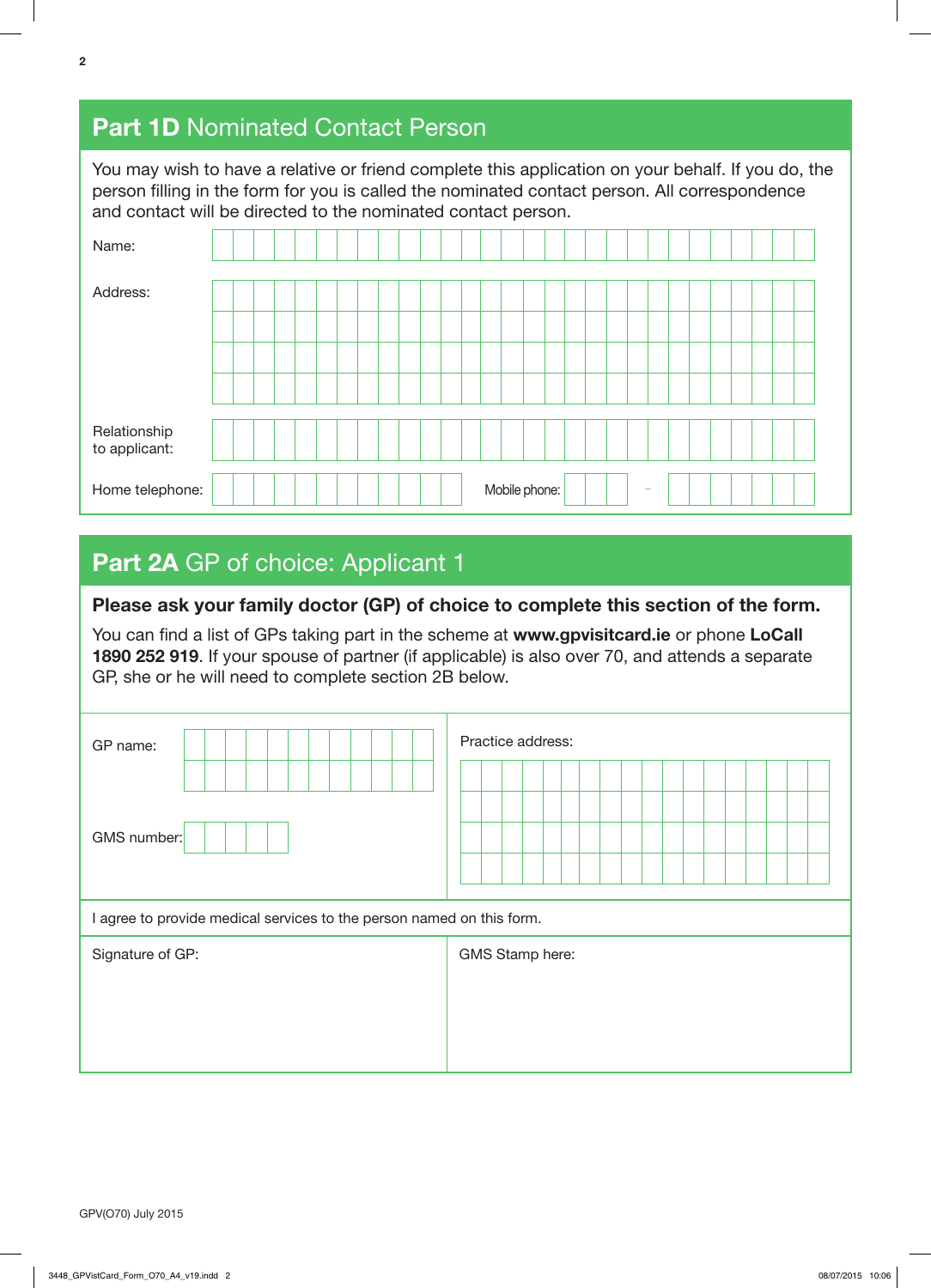## **Part 1D** Nominated Contact Person

You may wish to have a relative or friend complete this application on your behalf. If you do, the person filling in the form for you is called the nominated contact person. All correspondence and contact will be directed to the nominated contact person.

Name:

Address:

Relationship to applicant:

Home telephone:

Mobile phone: –

## **Part 2A** GP of choice: Applicant 1

**Please ask your family doctor (GP) of choice to complete this section of the form.**

You can find a list of GPs taking part in the scheme at **www.gpvisitcard.ie** or phone **LoCall 1890 252 919**. If your spouse of partner (if applicable) is also over 70, and attends a separate GP, she or he will need to complete section 2B below.

GP name:

GMS number:

Practice address:

I agree to provide medical services to the person named on this form.

Signature of GP:

GMS Stamp here:

GPV(O70) July 2015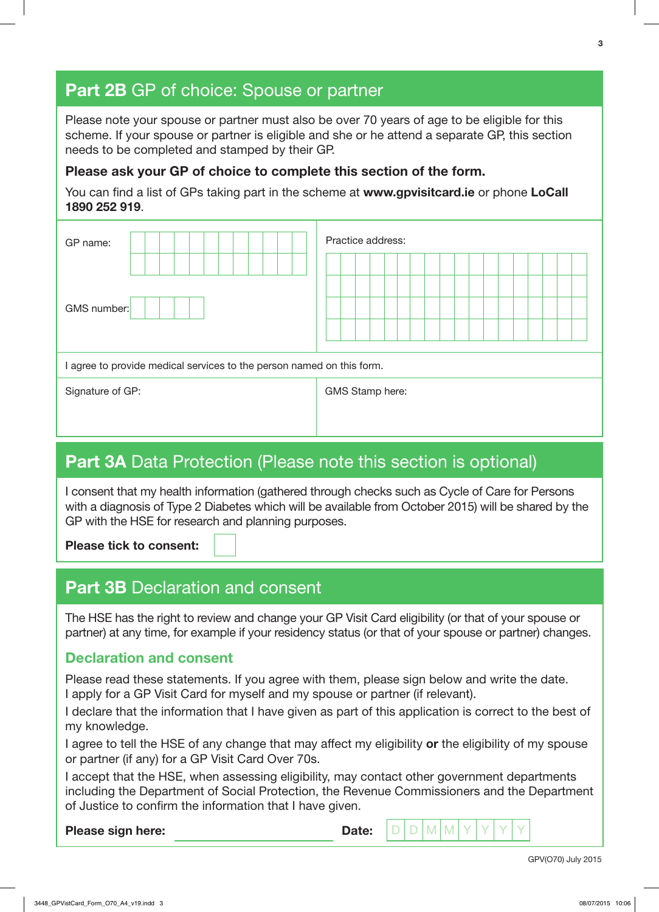## Part 2B GP of choice: Spouse or partner

Please note your spouse or partner must also be over 70 years of age to be eligible for this scheme. If your spouse or partner is eligible and she or he attend a separate GP, this section needs to be completed and stamped by their GP.

**Please ask your GP of choice to complete this section of the form.**

You can find a list of GPs taking part in the scheme at **www.gpvisitcard.ie** or phone **LoCall 1890 252 919**.

| GP name: | Practice address: |
|---|---|
| GMS number: | |
| I agree to provide medical services to the person named on this form. | |
| Signature of GP: | GMS Stamp here: |

## Part 3A Data Protection (Please note this section is optional)

I consent that my health information (gathered through checks such as Cycle of Care for Persons with a diagnosis of Type 2 Diabetes which will be available from October 2015) will be shared by the GP with the HSE for research and planning purposes.

**Please tick to consent:** ☐

## Part 3B Declaration and consent

The HSE has the right to review and change your GP Visit Card eligibility (or that of your spouse or partner) at any time, for example if your residency status (or that of your spouse or partner) changes.

### Declaration and consent

Please read these statements. If you agree with them, please sign below and write the date.
I apply for a GP Visit Card for myself and my spouse or partner (if relevant).

I declare that the information that I have given as part of this application is correct to the best of my knowledge.

I agree to tell the HSE of any change that may affect my eligibility **or** the eligibility of my spouse or partner (if any) for a GP Visit Card Over 70s.

I accept that the HSE, when assessing eligibility, may contact other government departments including the Department of Social Protection, the Revenue Commissioners and the Department of Justice to confirm the information that I have given.

**Please sign here:** ____________________ **Date:** D D M M Y Y Y Y

GPV(O70) July 2015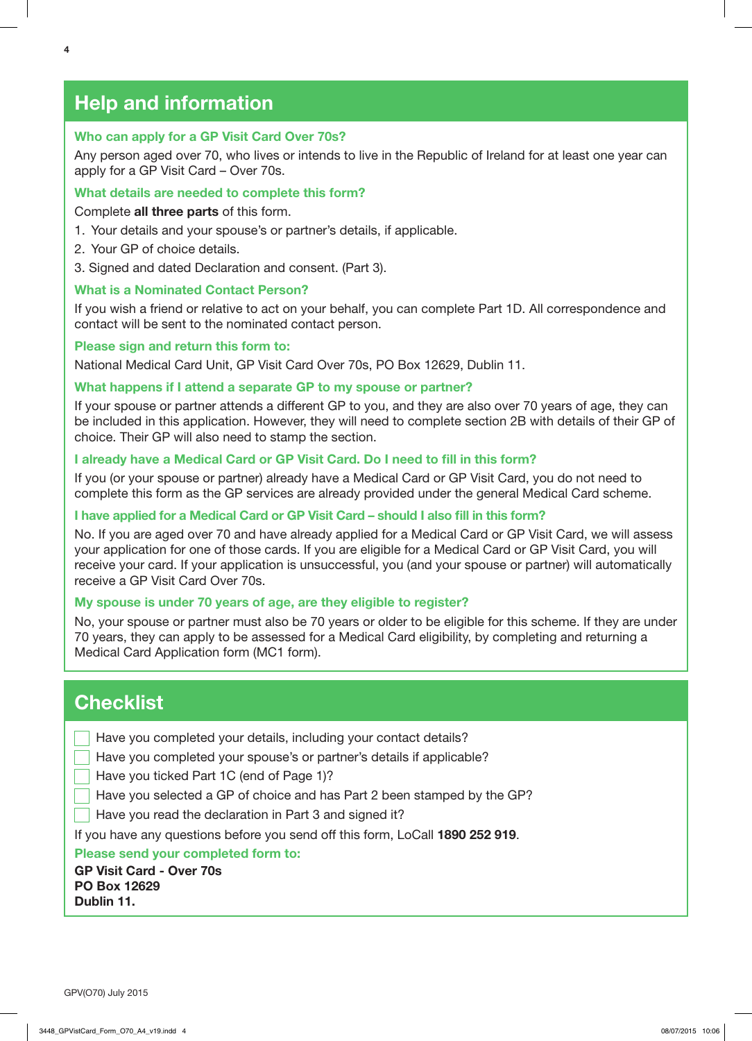## Help and information

### Who can apply for a GP Visit Card Over 70s?

Any person aged over 70, who lives or intends to live in the Republic of Ireland for at least one year can apply for a GP Visit Card – Over 70s.

### What details are needed to complete this form?

Complete **all three parts** of this form.

1. Your details and your spouse's or partner's details, if applicable.
2. Your GP of choice details.
3. Signed and dated Declaration and consent. (Part 3).

### What is a Nominated Contact Person?

If you wish a friend or relative to act on your behalf, you can complete Part 1D. All correspondence and contact will be sent to the nominated contact person.

### Please sign and return this form to:

National Medical Card Unit, GP Visit Card Over 70s, PO Box 12629, Dublin 11.

### What happens if I attend a separate GP to my spouse or partner?

If your spouse or partner attends a different GP to you, and they are also over 70 years of age, they can be included in this application. However, they will need to complete section 2B with details of their GP of choice. Their GP will also need to stamp the section.

### I already have a Medical Card or GP Visit Card. Do I need to fill in this form?

If you (or your spouse or partner) already have a Medical Card or GP Visit Card, you do not need to complete this form as the GP services are already provided under the general Medical Card scheme.

### I have applied for a Medical Card or GP Visit Card – should I also fill in this form?

No. If you are aged over 70 and have already applied for a Medical Card or GP Visit Card, we will assess your application for one of those cards. If you are eligible for a Medical Card or GP Visit Card, you will receive your card. If your application is unsuccessful, you (and your spouse or partner) will automatically receive a GP Visit Card Over 70s.

### My spouse is under 70 years of age, are they eligible to register?

No, your spouse or partner must also be 70 years or older to be eligible for this scheme. If they are under 70 years, they can apply to be assessed for a Medical Card eligibility, by completing and returning a Medical Card Application form (MC1 form).

## Checklist

- ☐ Have you completed your details, including your contact details?
- ☐ Have you completed your spouse's or partner's details if applicable?
- ☐ Have you ticked Part 1C (end of Page 1)?
- ☐ Have you selected a GP of choice and has Part 2 been stamped by the GP?
- ☐ Have you read the declaration in Part 3 and signed it?

If you have any questions before you send off this form, LoCall **1890 252 919**.

### Please send your completed form to:

**GP Visit Card - Over 70s**
**PO Box 12629**
**Dublin 11.**

GPV(O70) July 2015